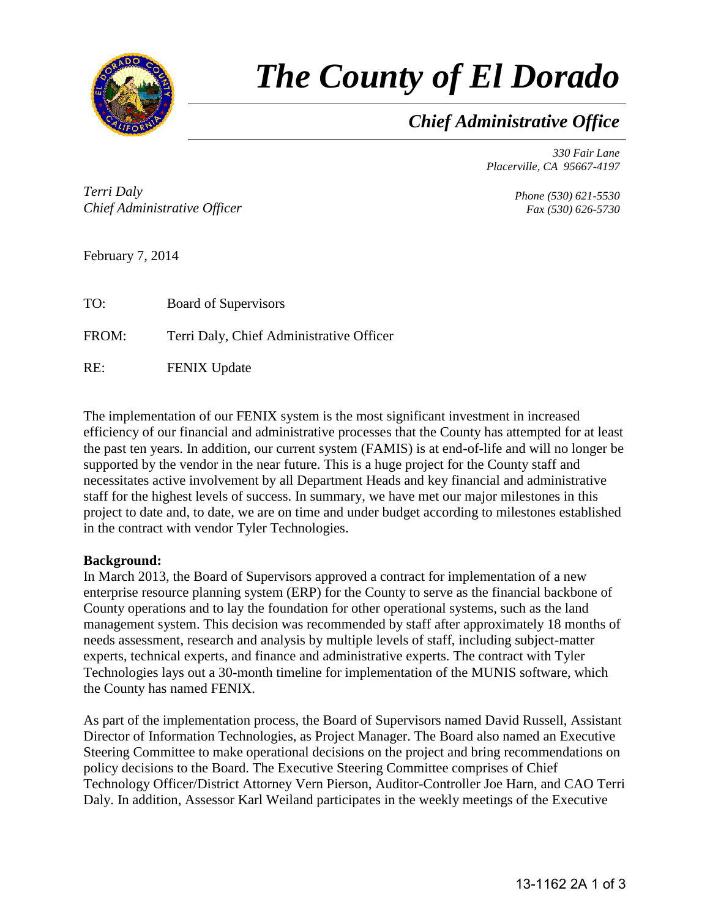# *The County of El Dorado*

## *Chief Administrative Office*

*330 Fair Lane*
*Placerville, CA 95667-4197*

*Terri Daly*
*Chief Administrative Officer*

*Phone (530) 621-5530*
*Fax (530) 626-5730*

February 7, 2014

TO: Board of Supervisors

FROM: Terri Daly, Chief Administrative Officer

RE: FENIX Update

The implementation of our FENIX system is the most significant investment in increased efficiency of our financial and administrative processes that the County has attempted for at least the past ten years. In addition, our current system (FAMIS) is at end-of-life and will no longer be supported by the vendor in the near future. This is a huge project for the County staff and necessitates active involvement by all Department Heads and key financial and administrative staff for the highest levels of success. In summary, we have met our major milestones in this project to date and, to date, we are on time and under budget according to milestones established in the contract with vendor Tyler Technologies.

**Background:**
In March 2013, the Board of Supervisors approved a contract for implementation of a new enterprise resource planning system (ERP) for the County to serve as the financial backbone of County operations and to lay the foundation for other operational systems, such as the land management system. This decision was recommended by staff after approximately 18 months of needs assessment, research and analysis by multiple levels of staff, including subject-matter experts, technical experts, and finance and administrative experts. The contract with Tyler Technologies lays out a 30-month timeline for implementation of the MUNIS software, which the County has named FENIX.

As part of the implementation process, the Board of Supervisors named David Russell, Assistant Director of Information Technologies, as Project Manager. The Board also named an Executive Steering Committee to make operational decisions on the project and bring recommendations on policy decisions to the Board. The Executive Steering Committee comprises of Chief Technology Officer/District Attorney Vern Pierson, Auditor-Controller Joe Harn, and CAO Terri Daly. In addition, Assessor Karl Weiland participates in the weekly meetings of the Executive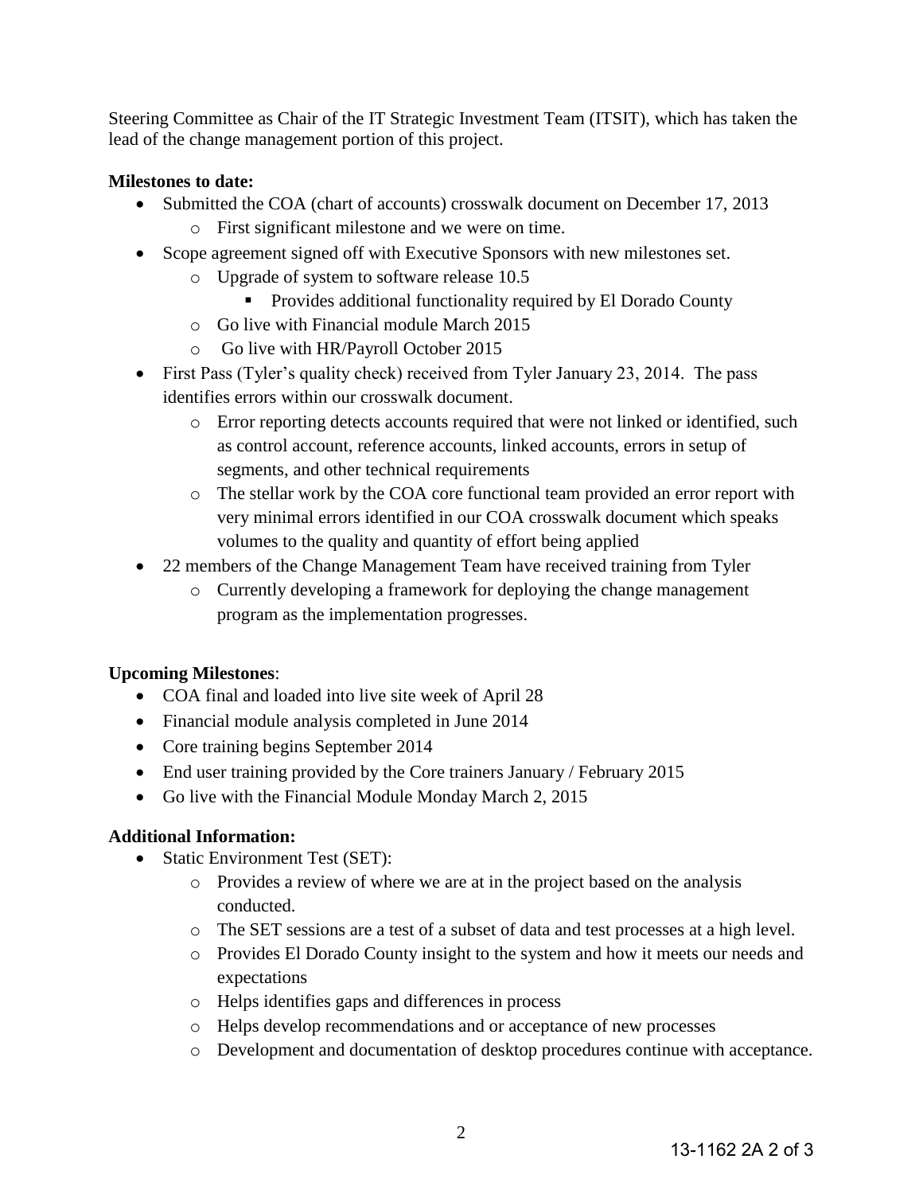Steering Committee as Chair of the IT Strategic Investment Team (ITSIT), which has taken the lead of the change management portion of this project.

**Milestones to date:**

- Submitted the COA (chart of accounts) crosswalk document on December 17, 2013
  - First significant milestone and we were on time.
- Scope agreement signed off with Executive Sponsors with new milestones set.
  - Upgrade of system to software release 10.5
    - Provides additional functionality required by El Dorado County
  - Go live with Financial module March 2015
  - Go live with HR/Payroll October 2015
- First Pass (Tyler's quality check) received from Tyler January 23, 2014. The pass identifies errors within our crosswalk document.
  - Error reporting detects accounts required that were not linked or identified, such as control account, reference accounts, linked accounts, errors in setup of segments, and other technical requirements
  - The stellar work by the COA core functional team provided an error report with very minimal errors identified in our COA crosswalk document which speaks volumes to the quality and quantity of effort being applied
- 22 members of the Change Management Team have received training from Tyler
  - Currently developing a framework for deploying the change management program as the implementation progresses.

**Upcoming Milestones**:

- COA final and loaded into live site week of April 28
- Financial module analysis completed in June 2014
- Core training begins September 2014
- End user training provided by the Core trainers January / February 2015
- Go live with the Financial Module Monday March 2, 2015

**Additional Information:**

- Static Environment Test (SET):
  - Provides a review of where we are at in the project based on the analysis conducted.
  - The SET sessions are a test of a subset of data and test processes at a high level.
  - Provides El Dorado County insight to the system and how it meets our needs and expectations
  - Helps identifies gaps and differences in process
  - Helps develop recommendations and or acceptance of new processes
  - Development and documentation of desktop procedures continue with acceptance.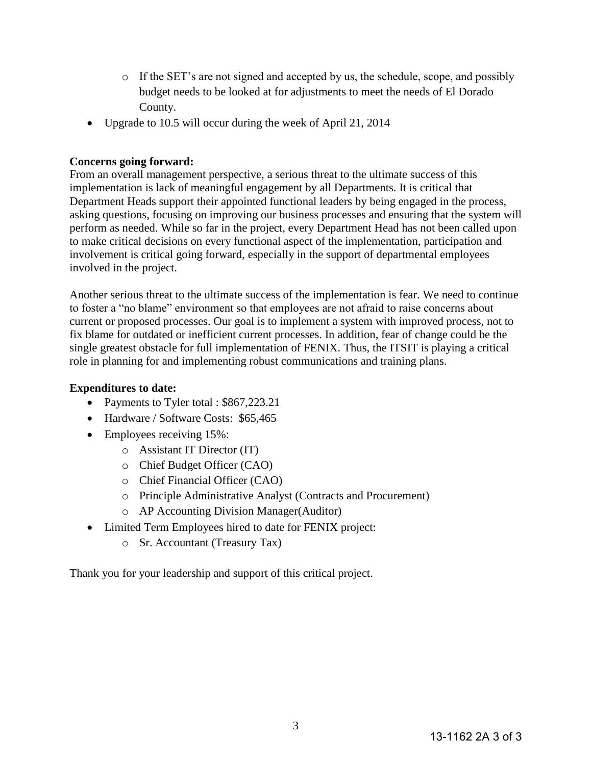- If the SET's are not signed and accepted by us, the schedule, scope, and possibly budget needs to be looked at for adjustments to meet the needs of El Dorado County.
- Upgrade to 10.5 will occur during the week of April 21, 2014

**Concerns going forward:**
From an overall management perspective, a serious threat to the ultimate success of this implementation is lack of meaningful engagement by all Departments. It is critical that Department Heads support their appointed functional leaders by being engaged in the process, asking questions, focusing on improving our business processes and ensuring that the system will perform as needed. While so far in the project, every Department Head has not been called upon to make critical decisions on every functional aspect of the implementation, participation and involvement is critical going forward, especially in the support of departmental employees involved in the project.

Another serious threat to the ultimate success of the implementation is fear. We need to continue to foster a "no blame" environment so that employees are not afraid to raise concerns about current or proposed processes. Our goal is to implement a system with improved process, not to fix blame for outdated or inefficient current processes. In addition, fear of change could be the single greatest obstacle for full implementation of FENIX. Thus, the ITSIT is playing a critical role in planning for and implementing robust communications and training plans.

**Expenditures to date:**
- Payments to Tyler total : $867,223.21
- Hardware / Software Costs: $65,465
- Employees receiving 15%:
  - Assistant IT Director (IT)
  - Chief Budget Officer (CAO)
  - Chief Financial Officer (CAO)
  - Principle Administrative Analyst (Contracts and Procurement)
  - AP Accounting Division Manager(Auditor)
- Limited Term Employees hired to date for FENIX project:
  - Sr. Accountant (Treasury Tax)

Thank you for your leadership and support of this critical project.